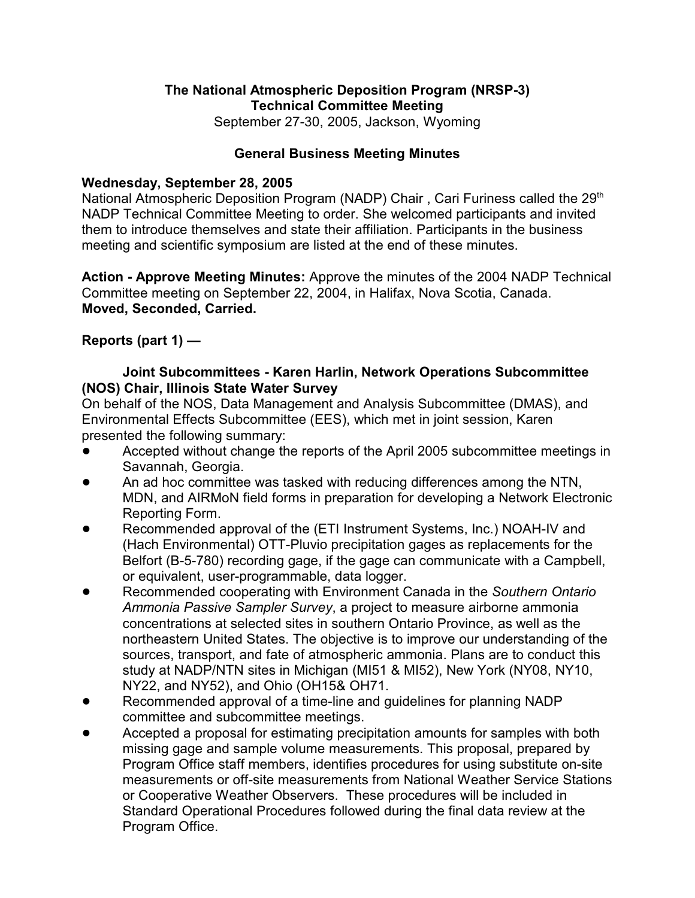**The National Atmospheric Deposition Program (NRSP-3)**
**Technical Committee Meeting**
September 27-30, 2005, Jackson, Wyoming

**General Business Meeting Minutes**

**Wednesday, September 28, 2005**
National Atmospheric Deposition Program (NADP) Chair , Cari Furiness called the 29th NADP Technical Committee Meeting to order. She welcomed participants and invited them to introduce themselves and state their affiliation. Participants in the business meeting and scientific symposium are listed at the end of these minutes.

**Action - Approve Meeting Minutes:** Approve the minutes of the 2004 NADP Technical Committee meeting on September 22, 2004, in Halifax, Nova Scotia, Canada.
**Moved, Seconded, Carried.**

**Reports (part 1) —**

**Joint Subcommittees - Karen Harlin, Network Operations Subcommittee (NOS) Chair, Illinois State Water Survey**
On behalf of the NOS, Data Management and Analysis Subcommittee (DMAS), and Environmental Effects Subcommittee (EES), which met in joint session, Karen presented the following summary:

- Accepted without change the reports of the April 2005 subcommittee meetings in Savannah, Georgia.
- An ad hoc committee was tasked with reducing differences among the NTN, MDN, and AIRMoN field forms in preparation for developing a Network Electronic Reporting Form.
- Recommended approval of the (ETI Instrument Systems, Inc.) NOAH-IV and (Hach Environmental) OTT-Pluvio precipitation gages as replacements for the Belfort (B-5-780) recording gage, if the gage can communicate with a Campbell, or equivalent, user-programmable, data logger.
- Recommended cooperating with Environment Canada in the *Southern Ontario Ammonia Passive Sampler Survey*, a project to measure airborne ammonia concentrations at selected sites in southern Ontario Province, as well as the northeastern United States. The objective is to improve our understanding of the sources, transport, and fate of atmospheric ammonia. Plans are to conduct this study at NADP/NTN sites in Michigan (MI51 & MI52), New York (NY08, NY10, NY22, and NY52), and Ohio (OH15& OH71.
- Recommended approval of a time-line and guidelines for planning NADP committee and subcommittee meetings.
- Accepted a proposal for estimating precipitation amounts for samples with both missing gage and sample volume measurements. This proposal, prepared by Program Office staff members, identifies procedures for using substitute on-site measurements or off-site measurements from National Weather Service Stations or Cooperative Weather Observers. These procedures will be included in Standard Operational Procedures followed during the final data review at the Program Office.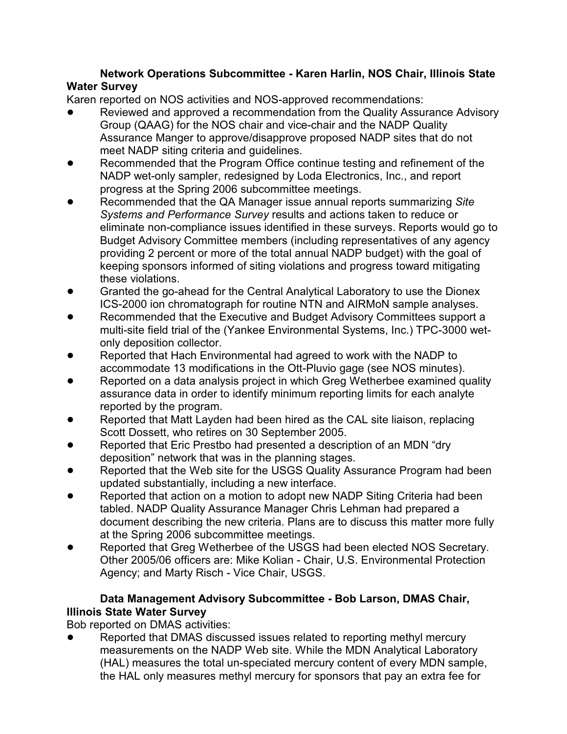**Network Operations Subcommittee - Karen Harlin, NOS Chair, Illinois State Water Survey**

Karen reported on NOS activities and NOS-approved recommendations:

- Reviewed and approved a recommendation from the Quality Assurance Advisory Group (QAAG) for the NOS chair and vice-chair and the NADP Quality Assurance Manger to approve/disapprove proposed NADP sites that do not meet NADP siting criteria and guidelines.
- Recommended that the Program Office continue testing and refinement of the NADP wet-only sampler, redesigned by Loda Electronics, Inc., and report progress at the Spring 2006 subcommittee meetings.
- Recommended that the QA Manager issue annual reports summarizing *Site Systems and Performance Survey* results and actions taken to reduce or eliminate non-compliance issues identified in these surveys. Reports would go to Budget Advisory Committee members (including representatives of any agency providing 2 percent or more of the total annual NADP budget) with the goal of keeping sponsors informed of siting violations and progress toward mitigating these violations.
- Granted the go-ahead for the Central Analytical Laboratory to use the Dionex ICS-2000 ion chromatograph for routine NTN and AIRMoN sample analyses.
- Recommended that the Executive and Budget Advisory Committees support a multi-site field trial of the (Yankee Environmental Systems, Inc.) TPC-3000 wet-only deposition collector.
- Reported that Hach Environmental had agreed to work with the NADP to accommodate 13 modifications in the Ott-Pluvio gage (see NOS minutes).
- Reported on a data analysis project in which Greg Wetherbee examined quality assurance data in order to identify minimum reporting limits for each analyte reported by the program.
- Reported that Matt Layden had been hired as the CAL site liaison, replacing Scott Dossett, who retires on 30 September 2005.
- Reported that Eric Prestbo had presented a description of an MDN "dry deposition" network that was in the planning stages.
- Reported that the Web site for the USGS Quality Assurance Program had been updated substantially, including a new interface.
- Reported that action on a motion to adopt new NADP Siting Criteria had been tabled. NADP Quality Assurance Manager Chris Lehman had prepared a document describing the new criteria. Plans are to discuss this matter more fully at the Spring 2006 subcommittee meetings.
- Reported that Greg Wetherbee of the USGS had been elected NOS Secretary. Other 2005/06 officers are: Mike Kolian - Chair, U.S. Environmental Protection Agency; and Marty Risch - Vice Chair, USGS.

**Data Management Advisory Subcommittee - Bob Larson, DMAS Chair, Illinois State Water Survey**

Bob reported on DMAS activities:

- Reported that DMAS discussed issues related to reporting methyl mercury measurements on the NADP Web site. While the MDN Analytical Laboratory (HAL) measures the total un-speciated mercury content of every MDN sample, the HAL only measures methyl mercury for sponsors that pay an extra fee for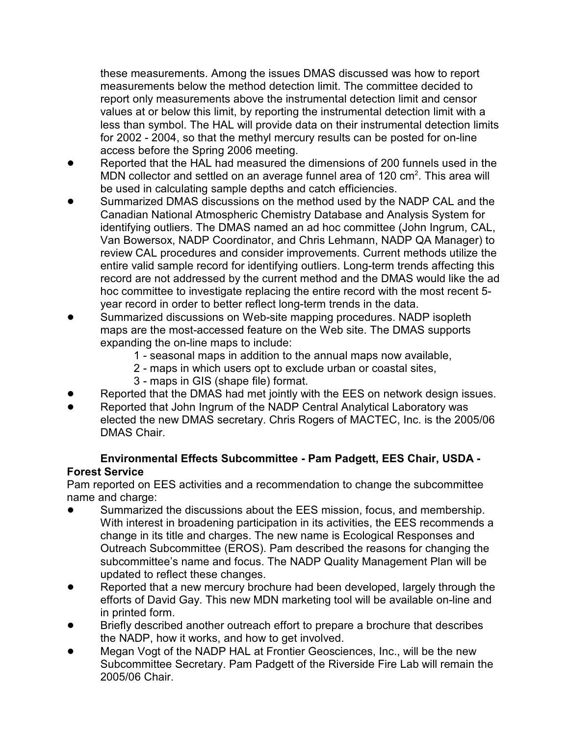these measurements. Among the issues DMAS discussed was how to report measurements below the method detection limit. The committee decided to report only measurements above the instrumental detection limit and censor values at or below this limit, by reporting the instrumental detection limit with a less than symbol. The HAL will provide data on their instrumental detection limits for 2002 - 2004, so that the methyl mercury results can be posted for on-line access before the Spring 2006 meeting.

- Reported that the HAL had measured the dimensions of 200 funnels used in the MDN collector and settled on an average funnel area of 120 $cm^2$. This area will be used in calculating sample depths and catch efficiencies.
- Summarized DMAS discussions on the method used by the NADP CAL and the Canadian National Atmospheric Chemistry Database and Analysis System for identifying outliers. The DMAS named an ad hoc committee (John Ingrum, CAL, Van Bowersox, NADP Coordinator, and Chris Lehmann, NADP QA Manager) to review CAL procedures and consider improvements. Current methods utilize the entire valid sample record for identifying outliers. Long-term trends affecting this record are not addressed by the current method and the DMAS would like the ad hoc committee to investigate replacing the entire record with the most recent 5-year record in order to better reflect long-term trends in the data.
- Summarized discussions on Web-site mapping procedures. NADP isopleth maps are the most-accessed feature on the Web site. The DMAS supports expanding the on-line maps to include:
  - 1 - seasonal maps in addition to the annual maps now available,
  - 2 - maps in which users opt to exclude urban or coastal sites,
  - 3 - maps in GIS (shape file) format.
- Reported that the DMAS had met jointly with the EES on network design issues.
- Reported that John Ingrum of the NADP Central Analytical Laboratory was elected the new DMAS secretary. Chris Rogers of MACTEC, Inc. is the 2005/06 DMAS Chair.

**Environmental Effects Subcommittee - Pam Padgett, EES Chair, USDA - Forest Service**

Pam reported on EES activities and a recommendation to change the subcommittee name and charge:

- Summarized the discussions about the EES mission, focus, and membership. With interest in broadening participation in its activities, the EES recommends a change in its title and charges. The new name is Ecological Responses and Outreach Subcommittee (EROS). Pam described the reasons for changing the subcommittee's name and focus. The NADP Quality Management Plan will be updated to reflect these changes.
- Reported that a new mercury brochure had been developed, largely through the efforts of David Gay. This new MDN marketing tool will be available on-line and in printed form.
- Briefly described another outreach effort to prepare a brochure that describes the NADP, how it works, and how to get involved.
- Megan Vogt of the NADP HAL at Frontier Geosciences, Inc., will be the new Subcommittee Secretary. Pam Padgett of the Riverside Fire Lab will remain the 2005/06 Chair.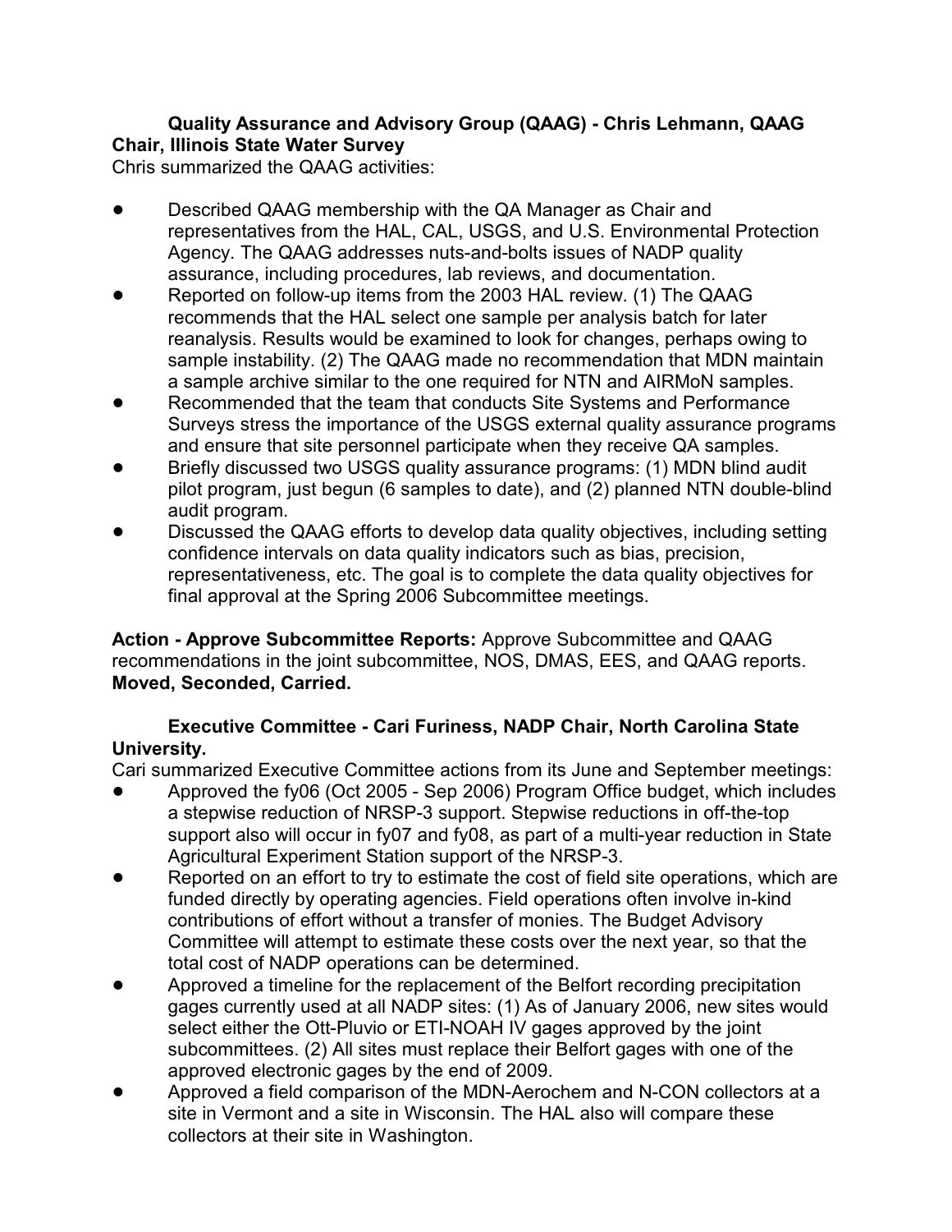**Quality Assurance and Advisory Group (QAAG) - Chris Lehmann, QAAG Chair, Illinois State Water Survey**

Chris summarized the QAAG activities:

- Described QAAG membership with the QA Manager as Chair and representatives from the HAL, CAL, USGS, and U.S. Environmental Protection Agency. The QAAG addresses nuts-and-bolts issues of NADP quality assurance, including procedures, lab reviews, and documentation.
- Reported on follow-up items from the 2003 HAL review. (1) The QAAG recommends that the HAL select one sample per analysis batch for later reanalysis. Results would be examined to look for changes, perhaps owing to sample instability. (2) The QAAG made no recommendation that MDN maintain a sample archive similar to the one required for NTN and AIRMoN samples.
- Recommended that the team that conducts Site Systems and Performance Surveys stress the importance of the USGS external quality assurance programs and ensure that site personnel participate when they receive QA samples.
- Briefly discussed two USGS quality assurance programs: (1) MDN blind audit pilot program, just begun (6 samples to date), and (2) planned NTN double-blind audit program.
- Discussed the QAAG efforts to develop data quality objectives, including setting confidence intervals on data quality indicators such as bias, precision, representativeness, etc. The goal is to complete the data quality objectives for final approval at the Spring 2006 Subcommittee meetings.

**Action - Approve Subcommittee Reports:** Approve Subcommittee and QAAG recommendations in the joint subcommittee, NOS, DMAS, EES, and QAAG reports. **Moved, Seconded, Carried.**

**Executive Committee - Cari Furiness, NADP Chair, North Carolina State University.**

Cari summarized Executive Committee actions from its June and September meetings:

- Approved the fy06 (Oct 2005 - Sep 2006) Program Office budget, which includes a stepwise reduction of NRSP-3 support. Stepwise reductions in off-the-top support also will occur in fy07 and fy08, as part of a multi-year reduction in State Agricultural Experiment Station support of the NRSP-3.
- Reported on an effort to try to estimate the cost of field site operations, which are funded directly by operating agencies. Field operations often involve in-kind contributions of effort without a transfer of monies. The Budget Advisory Committee will attempt to estimate these costs over the next year, so that the total cost of NADP operations can be determined.
- Approved a timeline for the replacement of the Belfort recording precipitation gages currently used at all NADP sites: (1) As of January 2006, new sites would select either the Ott-Pluvio or ETI-NOAH IV gages approved by the joint subcommittees. (2) All sites must replace their Belfort gages with one of the approved electronic gages by the end of 2009.
- Approved a field comparison of the MDN-Aerochem and N-CON collectors at a site in Vermont and a site in Wisconsin. The HAL also will compare these collectors at their site in Washington.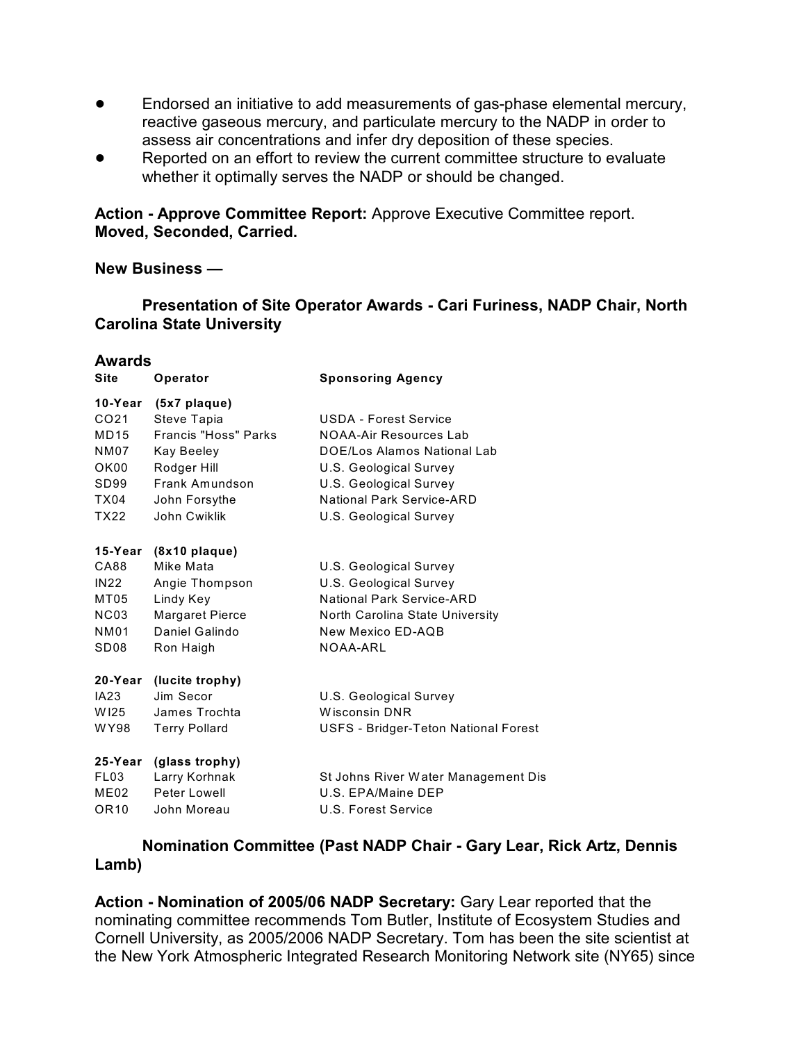- Endorsed an initiative to add measurements of gas-phase elemental mercury, reactive gaseous mercury, and particulate mercury to the NADP in order to assess air concentrations and infer dry deposition of these species.
- Reported on an effort to review the current committee structure to evaluate whether it optimally serves the NADP or should be changed.

**Action - Approve Committee Report:** Approve Executive Committee report. **Moved, Seconded, Carried.**

**New Business —**

**Presentation of Site Operator Awards - Cari Furiness, NADP Chair, North Carolina State University**

**Awards**

| Site | Operator | Sponsoring Agency |
|---|---|---|
| **10-Year** | **(5x7 plaque)** | |
| CO21 | Steve Tapia | USDA - Forest Service |
| MD15 | Francis "Hoss" Parks | NOAA-Air Resources Lab |
| NM07 | Kay Beeley | DOE/Los Alamos National Lab |
| OK00 | Rodger Hill | U.S. Geological Survey |
| SD99 | Frank Amundson | U.S. Geological Survey |
| TX04 | John Forsythe | National Park Service-ARD |
| TX22 | John Cwiklik | U.S. Geological Survey |
| **15-Year** | **(8x10 plaque)** | |
| CA88 | Mike Mata | U.S. Geological Survey |
| IN22 | Angie Thompson | U.S. Geological Survey |
| MT05 | Lindy Key | National Park Service-ARD |
| NC03 | Margaret Pierce | North Carolina State University |
| NM01 | Daniel Galindo | New Mexico ED-AQB |
| SD08 | Ron Haigh | NOAA-ARL |
| **20-Year** | **(lucite trophy)** | |
| IA23 | Jim Secor | U.S. Geological Survey |
| WI25 | James Trochta | Wisconsin DNR |
| WY98 | Terry Pollard | USFS - Bridger-Teton National Forest |
| **25-Year** | **(glass trophy)** | |
| FL03 | Larry Korhnak | St Johns River Water Management Dis |
| ME02 | Peter Lowell | U.S. EPA/Maine DEP |
| OR10 | John Moreau | U.S. Forest Service |

**Nomination Committee (Past NADP Chair - Gary Lear, Rick Artz, Dennis Lamb)**

**Action - Nomination of 2005/06 NADP Secretary:** Gary Lear reported that the nominating committee recommends Tom Butler, Institute of Ecosystem Studies and Cornell University, as 2005/2006 NADP Secretary. Tom has been the site scientist at the New York Atmospheric Integrated Research Monitoring Network site (NY65) since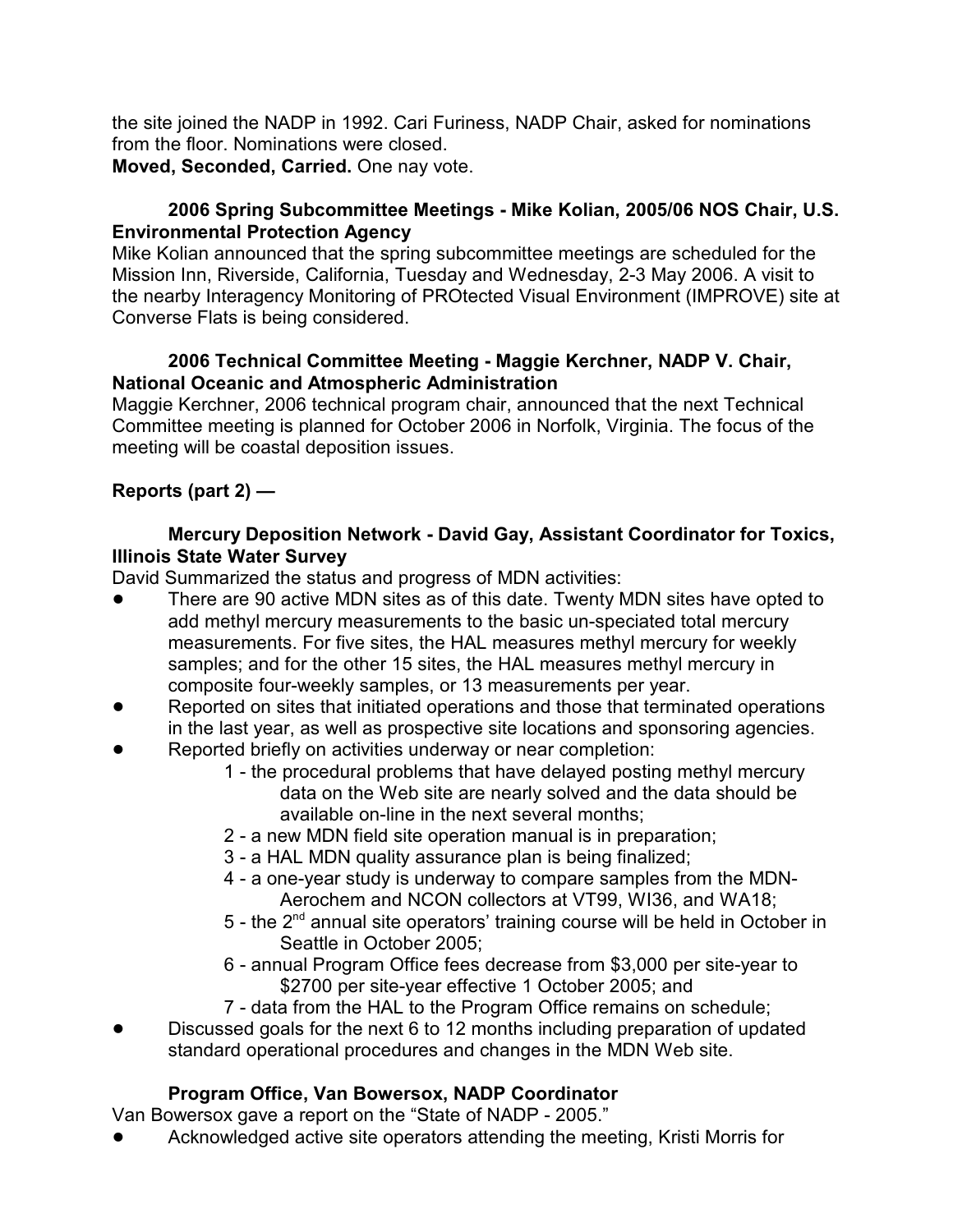the site joined the NADP in 1992. Cari Furiness, NADP Chair, asked for nominations from the floor. Nominations were closed.

**Moved, Seconded, Carried.** One nay vote.

**2006 Spring Subcommittee Meetings - Mike Kolian, 2005/06 NOS Chair, U.S. Environmental Protection Agency**

Mike Kolian announced that the spring subcommittee meetings are scheduled for the Mission Inn, Riverside, California, Tuesday and Wednesday, 2-3 May 2006. A visit to the nearby Interagency Monitoring of PROtected Visual Environment (IMPROVE) site at Converse Flats is being considered.

**2006 Technical Committee Meeting - Maggie Kerchner, NADP V. Chair, National Oceanic and Atmospheric Administration**

Maggie Kerchner, 2006 technical program chair, announced that the next Technical Committee meeting is planned for October 2006 in Norfolk, Virginia. The focus of the meeting will be coastal deposition issues.

**Reports (part 2) —**

**Mercury Deposition Network - David Gay, Assistant Coordinator for Toxics, Illinois State Water Survey**

David Summarized the status and progress of MDN activities:

- There are 90 active MDN sites as of this date. Twenty MDN sites have opted to add methyl mercury measurements to the basic un-speciated total mercury measurements. For five sites, the HAL measures methyl mercury for weekly samples; and for the other 15 sites, the HAL measures methyl mercury in composite four-weekly samples, or 13 measurements per year.
- Reported on sites that initiated operations and those that terminated operations in the last year, as well as prospective site locations and sponsoring agencies.
- Reported briefly on activities underway or near completion:
  - 1 - the procedural problems that have delayed posting methyl mercury data on the Web site are nearly solved and the data should be available on-line in the next several months;
  - 2 - a new MDN field site operation manual is in preparation;
  - 3 - a HAL MDN quality assurance plan is being finalized;
  - 4 - a one-year study is underway to compare samples from the MDN-Aerochem and NCON collectors at VT99, WI36, and WA18;
  - 5 - the 2nd annual site operators' training course will be held in October in Seattle in October 2005;
  - 6 - annual Program Office fees decrease from $3,000 per site-year to $2700 per site-year effective 1 October 2005; and
  - 7 - data from the HAL to the Program Office remains on schedule;
- Discussed goals for the next 6 to 12 months including preparation of updated standard operational procedures and changes in the MDN Web site.

**Program Office, Van Bowersox, NADP Coordinator**

Van Bowersox gave a report on the "State of NADP - 2005."

- Acknowledged active site operators attending the meeting, Kristi Morris for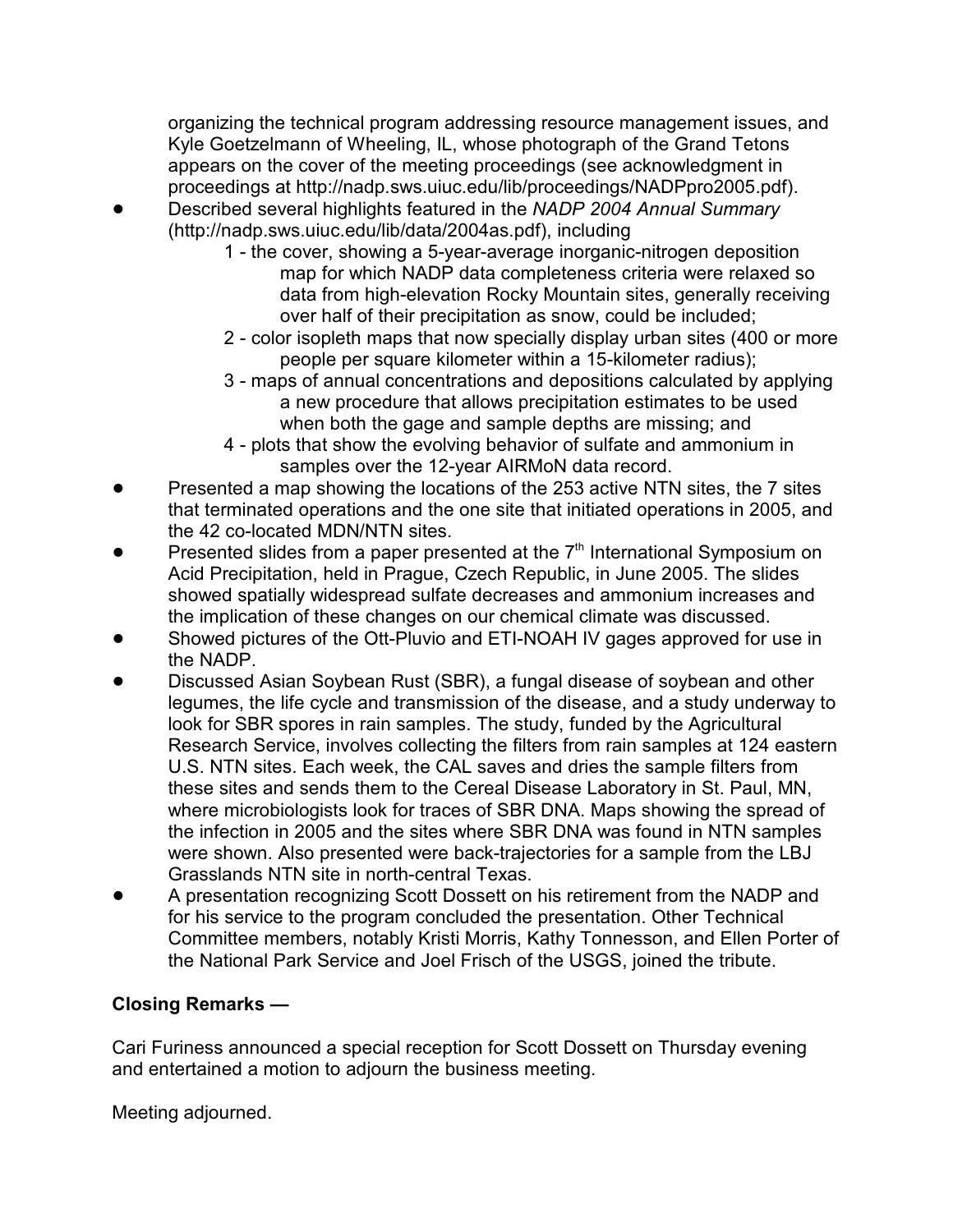organizing the technical program addressing resource management issues, and Kyle Goetzelmann of Wheeling, IL, whose photograph of the Grand Tetons appears on the cover of the meeting proceedings (see acknowledgment in proceedings at http://nadp.sws.uiuc.edu/lib/proceedings/NADPpro2005.pdf).

- Described several highlights featured in the *NADP 2004 Annual Summary* (http://nadp.sws.uiuc.edu/lib/data/2004as.pdf), including
  1 - the cover, showing a 5-year-average inorganic-nitrogen deposition map for which NADP data completeness criteria were relaxed so data from high-elevation Rocky Mountain sites, generally receiving over half of their precipitation as snow, could be included;
  2 - color isopleth maps that now specially display urban sites (400 or more people per square kilometer within a 15-kilometer radius);
  3 - maps of annual concentrations and depositions calculated by applying a new procedure that allows precipitation estimates to be used when both the gage and sample depths are missing; and
  4 - plots that show the evolving behavior of sulfate and ammonium in samples over the 12-year AIRMoN data record.
- Presented a map showing the locations of the 253 active NTN sites, the 7 sites that terminated operations and the one site that initiated operations in 2005, and the 42 co-located MDN/NTN sites.
- Presented slides from a paper presented at the 7th International Symposium on Acid Precipitation, held in Prague, Czech Republic, in June 2005. The slides showed spatially widespread sulfate decreases and ammonium increases and the implication of these changes on our chemical climate was discussed.
- Showed pictures of the Ott-Pluvio and ETI-NOAH IV gages approved for use in the NADP.
- Discussed Asian Soybean Rust (SBR), a fungal disease of soybean and other legumes, the life cycle and transmission of the disease, and a study underway to look for SBR spores in rain samples. The study, funded by the Agricultural Research Service, involves collecting the filters from rain samples at 124 eastern U.S. NTN sites. Each week, the CAL saves and dries the sample filters from these sites and sends them to the Cereal Disease Laboratory in St. Paul, MN, where microbiologists look for traces of SBR DNA. Maps showing the spread of the infection in 2005 and the sites where SBR DNA was found in NTN samples were shown. Also presented were back-trajectories for a sample from the LBJ Grasslands NTN site in north-central Texas.
- A presentation recognizing Scott Dossett on his retirement from the NADP and for his service to the program concluded the presentation. Other Technical Committee members, notably Kristi Morris, Kathy Tonnesson, and Ellen Porter of the National Park Service and Joel Frisch of the USGS, joined the tribute.

**Closing Remarks —**

Cari Furiness announced a special reception for Scott Dossett on Thursday evening and entertained a motion to adjourn the business meeting.

Meeting adjourned.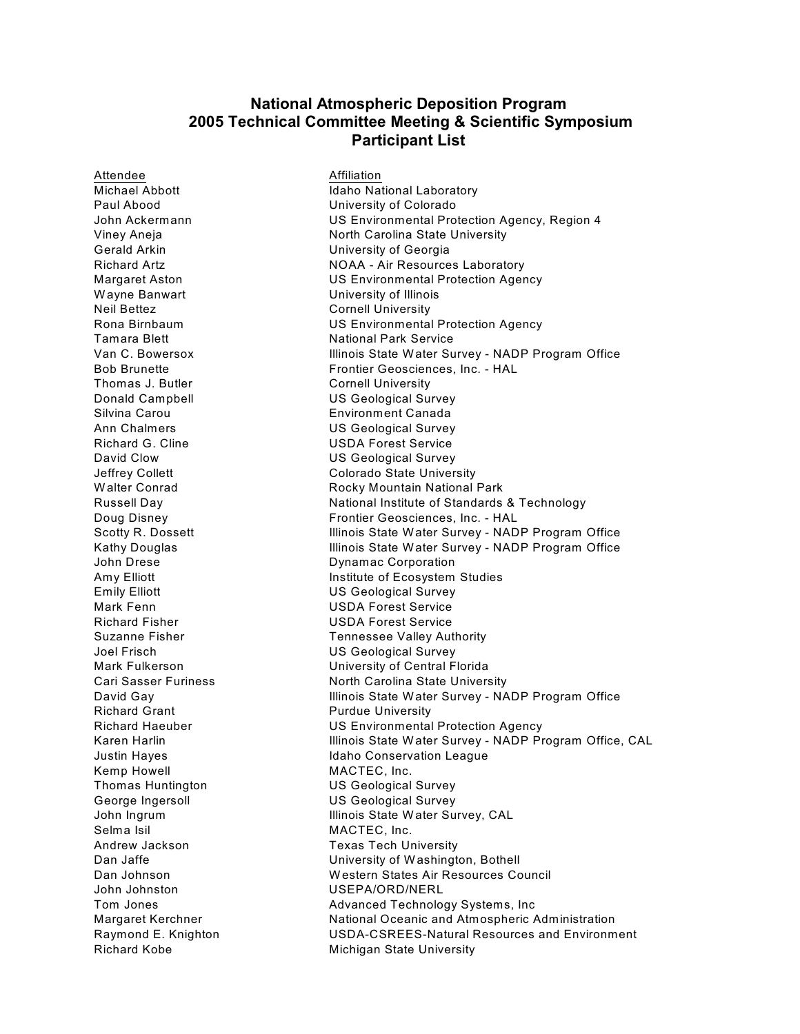# National Atmospheric Deposition Program
## 2005 Technical Committee Meeting & Scientific Symposium
## Participant List

| Attendee | Affiliation |
|---|---|
| Michael Abbott | Idaho National Laboratory |
| Paul Abood | University of Colorado |
| John Ackermann | US Environmental Protection Agency, Region 4 |
| Viney Aneja | North Carolina State University |
| Gerald Arkin | University of Georgia |
| Richard Artz | NOAA - Air Resources Laboratory |
| Margaret Aston | US Environmental Protection Agency |
| Wayne Banwart | University of Illinois |
| Neil Bettez | Cornell University |
| Rona Birnbaum | US Environmental Protection Agency |
| Tamara Blett | National Park Service |
| Van C. Bowersox | Illinois State Water Survey - NADP Program Office |
| Bob Brunette | Frontier Geosciences, Inc. - HAL |
| Thomas J. Butler | Cornell University |
| Donald Campbell | US Geological Survey |
| Silvina Carou | Environment Canada |
| Ann Chalmers | US Geological Survey |
| Richard G. Cline | USDA Forest Service |
| David Clow | US Geological Survey |
| Jeffrey Collett | Colorado State University |
| Walter Conrad | Rocky Mountain National Park |
| Russell Day | National Institute of Standards & Technology |
| Doug Disney | Frontier Geosciences, Inc. - HAL |
| Scotty R. Dossett | Illinois State Water Survey - NADP Program Office |
| Kathy Douglas | Illinois State Water Survey - NADP Program Office |
| John Drese | Dynamac Corporation |
| Amy Elliott | Institute of Ecosystem Studies |
| Emily Elliott | US Geological Survey |
| Mark Fenn | USDA Forest Service |
| Richard Fisher | USDA Forest Service |
| Suzanne Fisher | Tennessee Valley Authority |
| Joel Frisch | US Geological Survey |
| Mark Fulkerson | University of Central Florida |
| Cari Sasser Furiness | North Carolina State University |
| David Gay | Illinois State Water Survey - NADP Program Office |
| Richard Grant | Purdue University |
| Richard Haeuber | US Environmental Protection Agency |
| Karen Harlin | Illinois State Water Survey - NADP Program Office, CAL |
| Justin Hayes | Idaho Conservation League |
| Kemp Howell | MACTEC, Inc. |
| Thomas Huntington | US Geological Survey |
| George Ingersoll | US Geological Survey |
| John Ingrum | Illinois State Water Survey, CAL |
| Selma Isil | MACTEC, Inc. |
| Andrew Jackson | Texas Tech University |
| Dan Jaffe | University of Washington, Bothell |
| Dan Johnson | Western States Air Resources Council |
| John Johnston | USEPA/ORD/NERL |
| Tom Jones | Advanced Technology Systems, Inc |
| Margaret Kerchner | National Oceanic and Atmospheric Administration |
| Raymond E. Knighton | USDA-CSREES-Natural Resources and Environment |
| Richard Kobe | Michigan State University |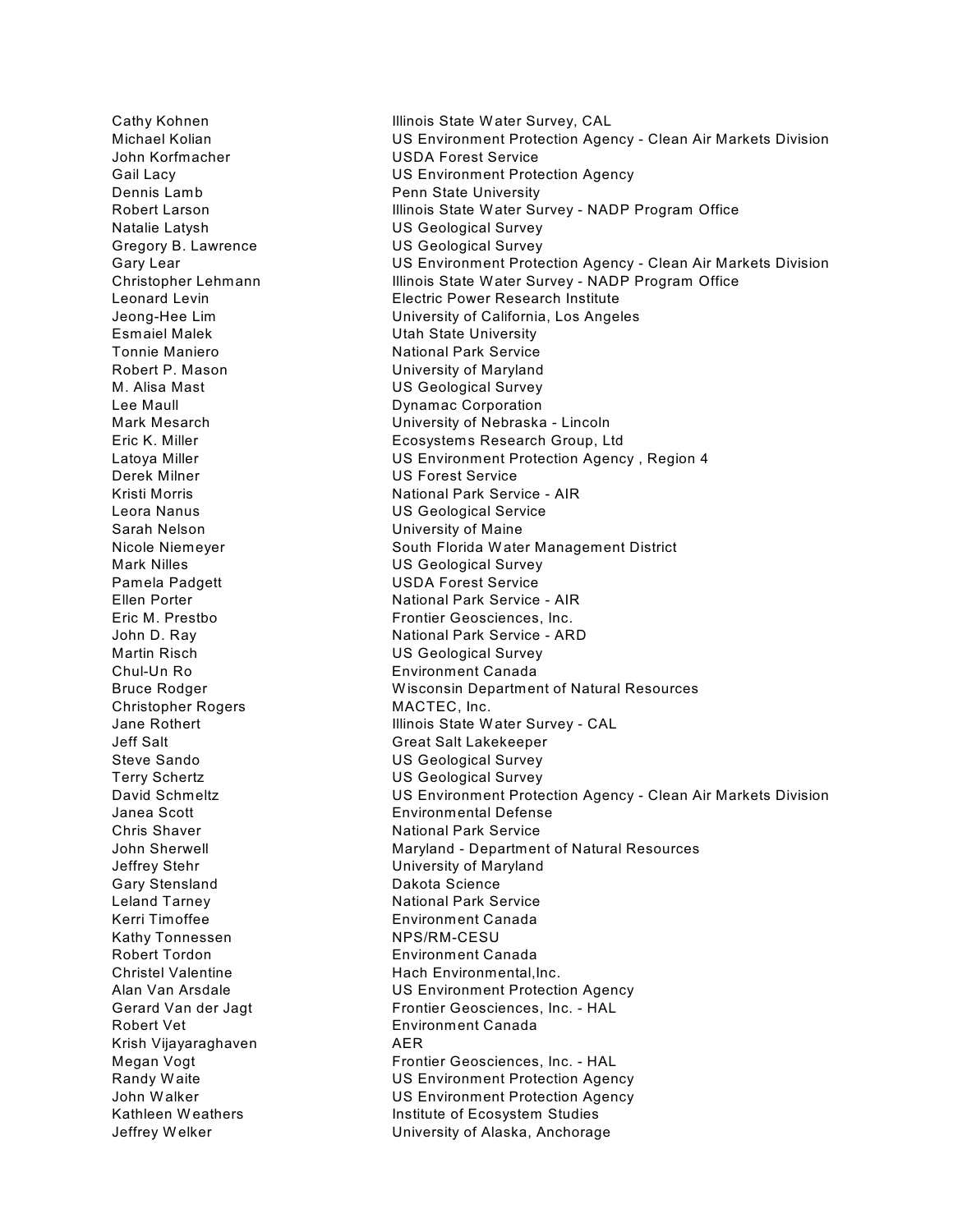| | |
|---|---|
| Cathy Kohnen | Illinois State Water Survey, CAL |
| Michael Kolian | US Environment Protection Agency - Clean Air Markets Division |
| John Korfmacher | USDA Forest Service |
| Gail Lacy | US Environment Protection Agency |
| Dennis Lamb | Penn State University |
| Robert Larson | Illinois State Water Survey - NADP Program Office |
| Natalie Latysh | US Geological Survey |
| Gregory B. Lawrence | US Geological Survey |
| Gary Lear | US Environment Protection Agency - Clean Air Markets Division |
| Christopher Lehmann | Illinois State Water Survey - NADP Program Office |
| Leonard Levin | Electric Power Research Institute |
| Jeong-Hee Lim | University of California, Los Angeles |
| Esmaiel Malek | Utah State University |
| Tonnie Maniero | National Park Service |
| Robert P. Mason | University of Maryland |
| M. Alisa Mast | US Geological Survey |
| Lee Maull | Dynamac Corporation |
| Mark Mesarch | University of Nebraska - Lincoln |
| Eric K. Miller | Ecosystems Research Group, Ltd |
| Latoya Miller | US Environment Protection Agency , Region 4 |
| Derek Milner | US Forest Service |
| Kristi Morris | National Park Service - AIR |
| Leora Nanus | US Geological Service |
| Sarah Nelson | University of Maine |
| Nicole Niemeyer | South Florida Water Management District |
| Mark Nilles | US Geological Survey |
| Pamela Padgett | USDA Forest Service |
| Ellen Porter | National Park Service - AIR |
| Eric M. Prestbo | Frontier Geosciences, Inc. |
| John D. Ray | National Park Service - ARD |
| Martin Risch | US Geological Survey |
| Chul-Un Ro | Environment Canada |
| Bruce Rodger | Wisconsin Department of Natural Resources |
| Christopher Rogers | MACTEC, Inc. |
| Jane Rothert | Illinois State Water Survey - CAL |
| Jeff Salt | Great Salt Lakekeeper |
| Steve Sando | US Geological Survey |
| Terry Schertz | US Geological Survey |
| David Schmeltz | US Environment Protection Agency - Clean Air Markets Division |
| Janea Scott | Environmental Defense |
| Chris Shaver | National Park Service |
| John Sherwell | Maryland - Department of Natural Resources |
| Jeffrey Stehr | University of Maryland |
| Gary Stensland | Dakota Science |
| Leland Tarney | National Park Service |
| Kerri Timoffee | Environment Canada |
| Kathy Tonnessen | NPS/RM-CESU |
| Robert Tordon | Environment Canada |
| Christel Valentine | Hach Environmental,Inc. |
| Alan Van Arsdale | US Environment Protection Agency |
| Gerard Van der Jagt | Frontier Geosciences, Inc. - HAL |
| Robert Vet | Environment Canada |
| Krish Vijayaraghaven | AER |
| Megan Vogt | Frontier Geosciences, Inc. - HAL |
| Randy Waite | US Environment Protection Agency |
| John Walker | US Environment Protection Agency |
| Kathleen Weathers | Institute of Ecosystem Studies |
| Jeffrey Welker | University of Alaska, Anchorage |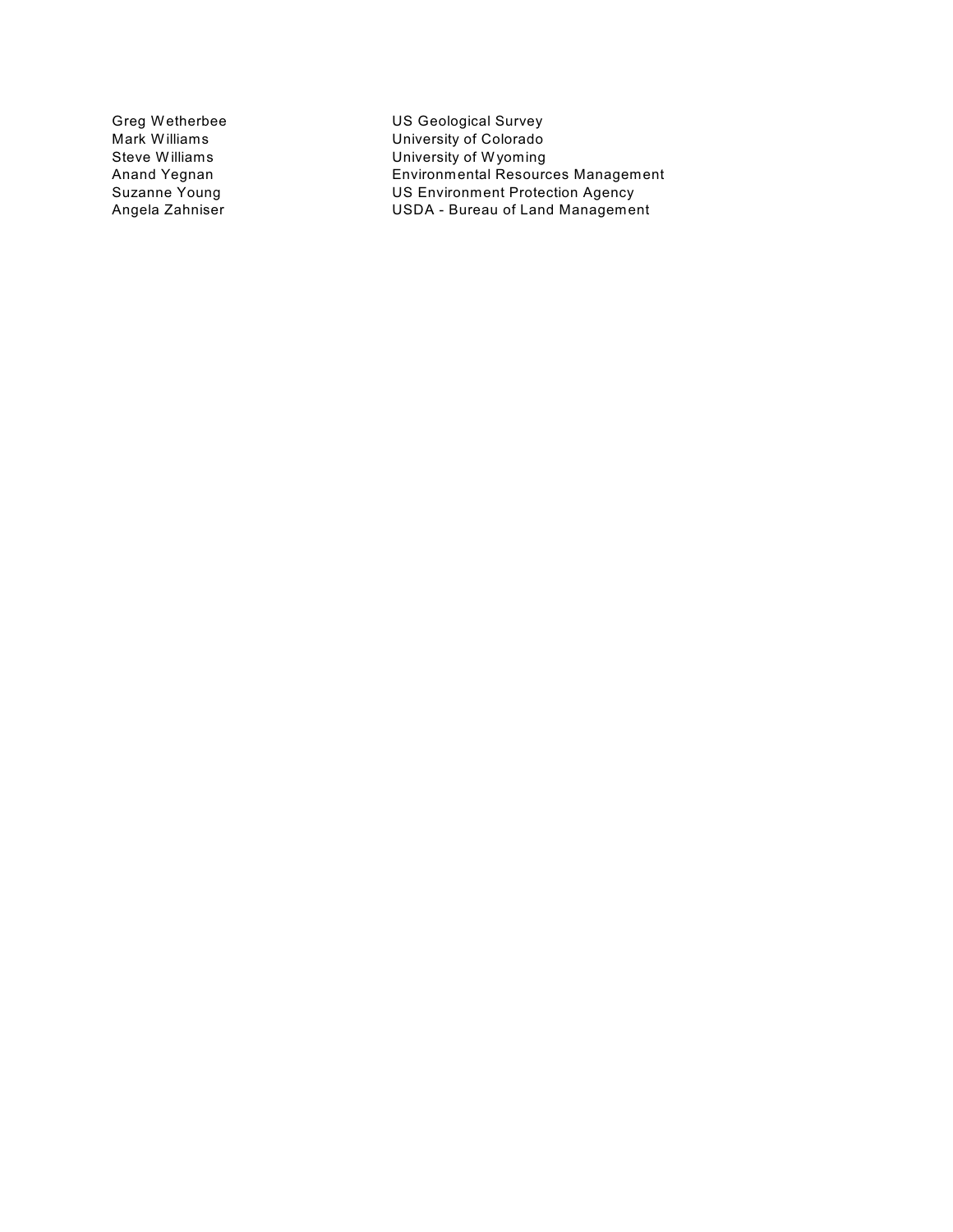| | |
|---|---|
| Greg Wetherbee | US Geological Survey |
| Mark Williams | University of Colorado |
| Steve Williams | University of Wyoming |
| Anand Yegnan | Environmental Resources Management |
| Suzanne Young | US Environment Protection Agency |
| Angela Zahniser | USDA - Bureau of Land Management |